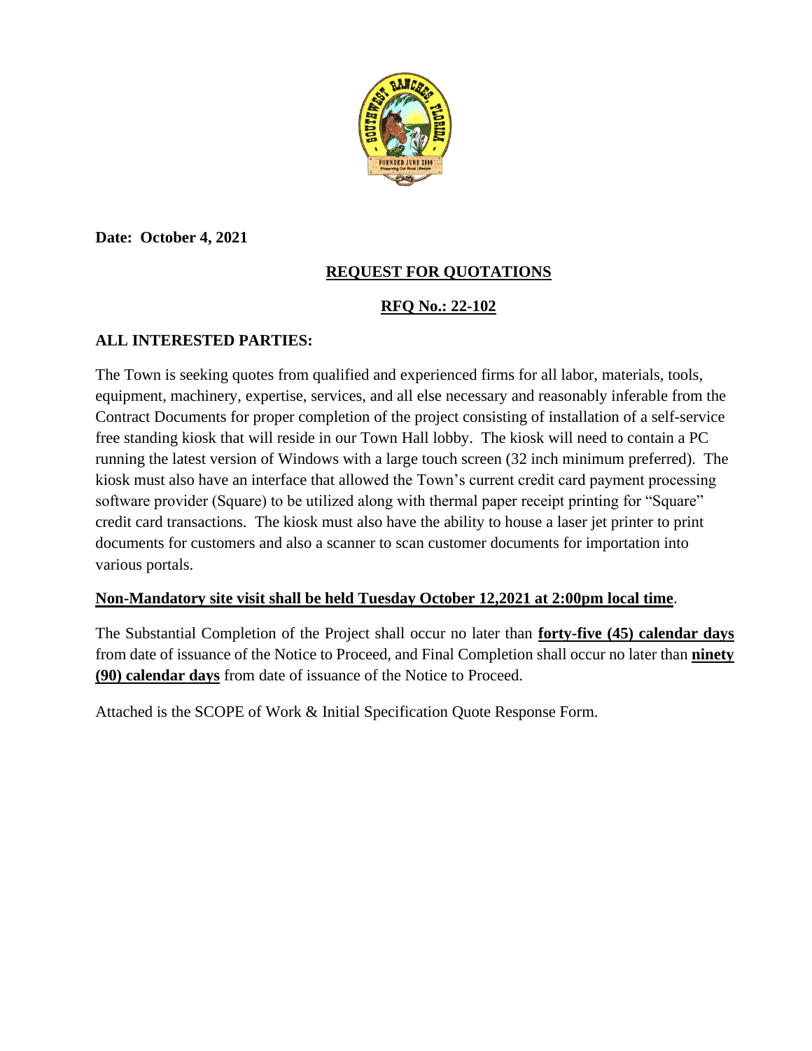**Date: October 4, 2021**

## REQUEST FOR QUOTATIONS

## RFQ No.: 22-102

**ALL INTERESTED PARTIES:**

The Town is seeking quotes from qualified and experienced firms for all labor, materials, tools, equipment, machinery, expertise, services, and all else necessary and reasonably inferable from the Contract Documents for proper completion of the project consisting of installation of a self-service free standing kiosk that will reside in our Town Hall lobby. The kiosk will need to contain a PC running the latest version of Windows with a large touch screen (32 inch minimum preferred). The kiosk must also have an interface that allowed the Town's current credit card payment processing software provider (Square) to be utilized along with thermal paper receipt printing for "Square" credit card transactions. The kiosk must also have the ability to house a laser jet printer to print documents for customers and also a scanner to scan customer documents for importation into various portals.

**Non-Mandatory site visit shall be held Tuesday October 12,2021 at 2:00pm local time**.

The Substantial Completion of the Project shall occur no later than **forty-five (45) calendar days** from date of issuance of the Notice to Proceed, and Final Completion shall occur no later than **ninety (90) calendar days** from date of issuance of the Notice to Proceed.

Attached is the SCOPE of Work & Initial Specification Quote Response Form.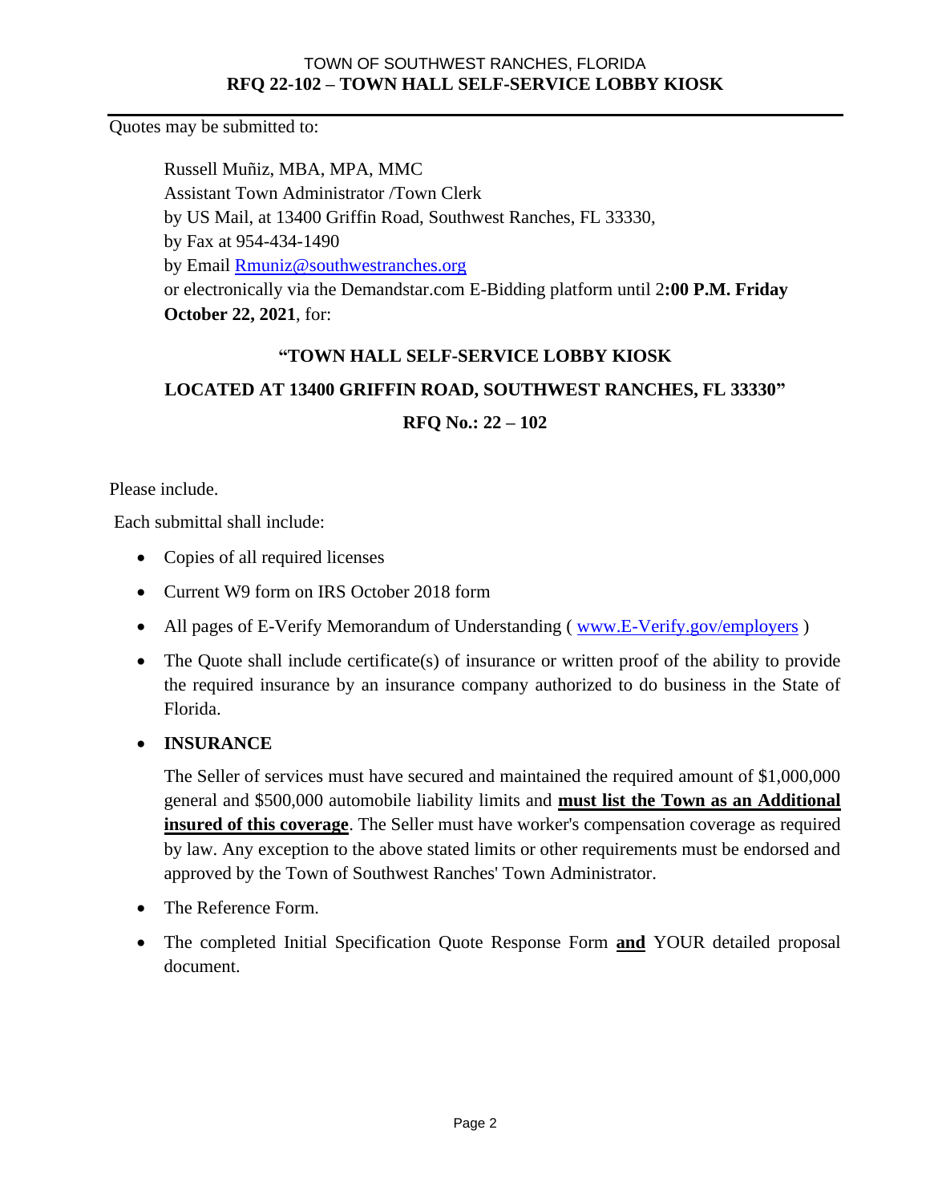Quotes may be submitted to:

Russell Muñiz, MBA, MPA, MMC
Assistant Town Administrator /Town Clerk
by US Mail, at 13400 Griffin Road, Southwest Ranches, FL 33330,
by Fax at 954-434-1490
by Email Rmuniz@southwestranches.org
or electronically via the Demandstar.com E-Bidding platform until 2**:00 P.M. Friday October 22, 2021**, for:

**"TOWN HALL SELF-SERVICE LOBBY KIOSK**

**LOCATED AT 13400 GRIFFIN ROAD, SOUTHWEST RANCHES, FL 33330"**

**RFQ No.: 22 – 102**

Please include.

Each submittal shall include:

- Copies of all required licenses
- Current W9 form on IRS October 2018 form
- All pages of E-Verify Memorandum of Understanding ( www.E-Verify.gov/employers )
- The Quote shall include certificate(s) of insurance or written proof of the ability to provide the required insurance by an insurance company authorized to do business in the State of Florida.
- **INSURANCE**

  The Seller of services must have secured and maintained the required amount of $1,000,000 general and $500,000 automobile liability limits and **must list the Town as an Additional insured of this coverage**. The Seller must have worker's compensation coverage as required by law. Any exception to the above stated limits or other requirements must be endorsed and approved by the Town of Southwest Ranches' Town Administrator.
- The Reference Form.
- The completed Initial Specification Quote Response Form **and** YOUR detailed proposal document.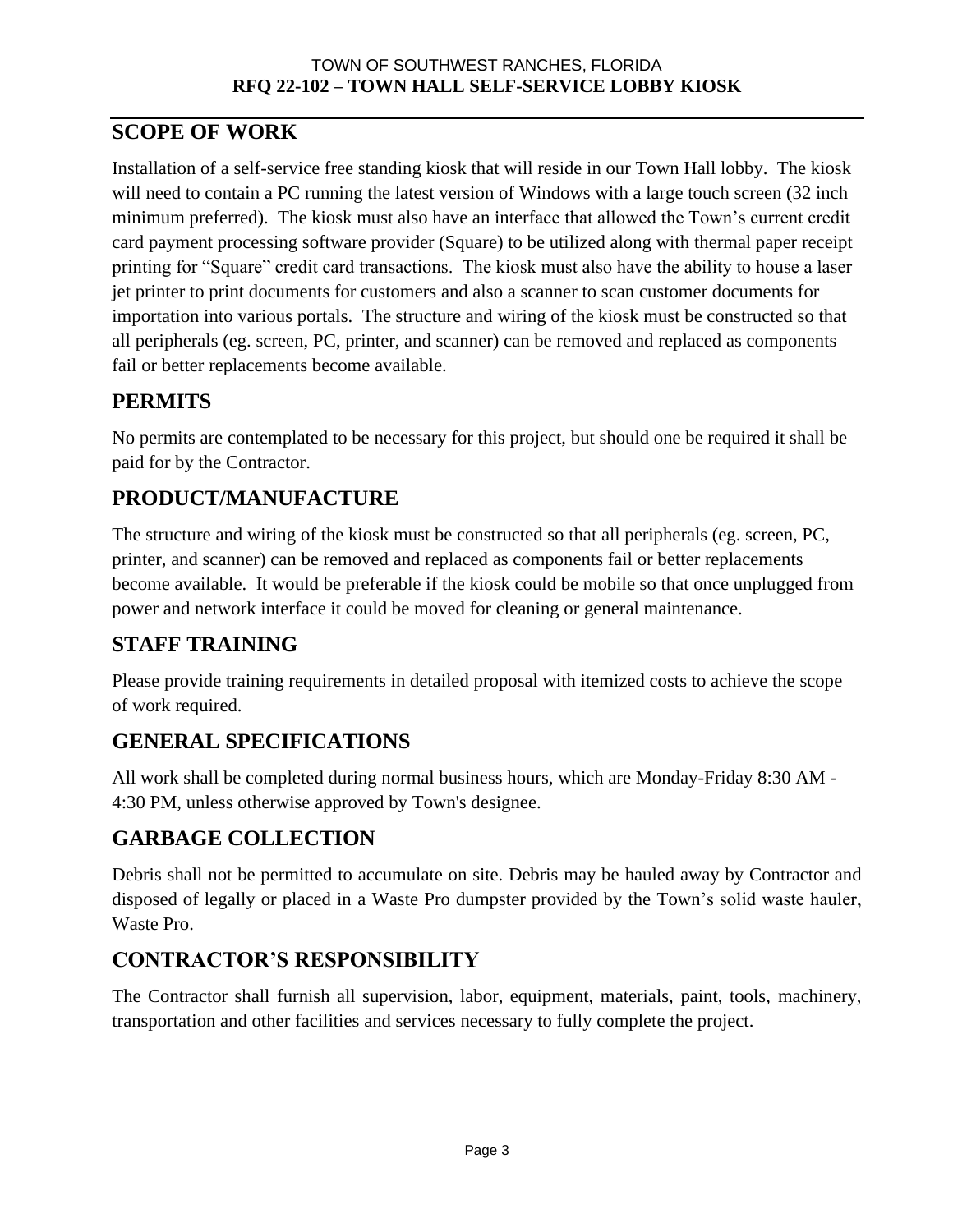## SCOPE OF WORK

Installation of a self-service free standing kiosk that will reside in our Town Hall lobby. The kiosk will need to contain a PC running the latest version of Windows with a large touch screen (32 inch minimum preferred). The kiosk must also have an interface that allowed the Town's current credit card payment processing software provider (Square) to be utilized along with thermal paper receipt printing for "Square" credit card transactions. The kiosk must also have the ability to house a laser jet printer to print documents for customers and also a scanner to scan customer documents for importation into various portals. The structure and wiring of the kiosk must be constructed so that all peripherals (eg. screen, PC, printer, and scanner) can be removed and replaced as components fail or better replacements become available.

## PERMITS

No permits are contemplated to be necessary for this project, but should one be required it shall be paid for by the Contractor.

## PRODUCT/MANUFACTURE

The structure and wiring of the kiosk must be constructed so that all peripherals (eg. screen, PC, printer, and scanner) can be removed and replaced as components fail or better replacements become available. It would be preferable if the kiosk could be mobile so that once unplugged from power and network interface it could be moved for cleaning or general maintenance.

## STAFF TRAINING

Please provide training requirements in detailed proposal with itemized costs to achieve the scope of work required.

## GENERAL SPECIFICATIONS

All work shall be completed during normal business hours, which are Monday-Friday 8:30 AM - 4:30 PM, unless otherwise approved by Town's designee.

## GARBAGE COLLECTION

Debris shall not be permitted to accumulate on site. Debris may be hauled away by Contractor and disposed of legally or placed in a Waste Pro dumpster provided by the Town's solid waste hauler, Waste Pro.

## CONTRACTOR'S RESPONSIBILITY

The Contractor shall furnish all supervision, labor, equipment, materials, paint, tools, machinery, transportation and other facilities and services necessary to fully complete the project.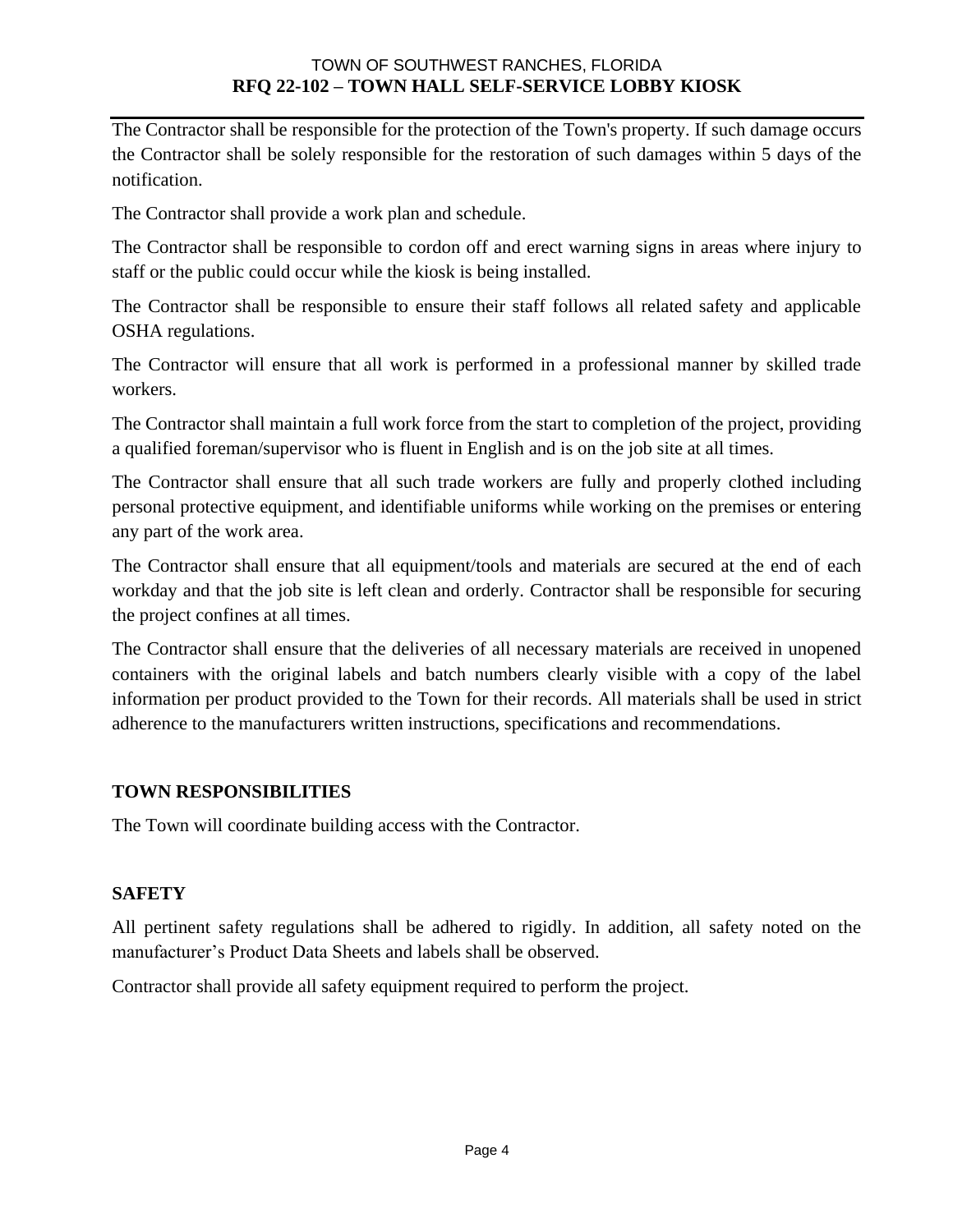The Contractor shall be responsible for the protection of the Town's property. If such damage occurs the Contractor shall be solely responsible for the restoration of such damages within 5 days of the notification.

The Contractor shall provide a work plan and schedule.

The Contractor shall be responsible to cordon off and erect warning signs in areas where injury to staff or the public could occur while the kiosk is being installed.

The Contractor shall be responsible to ensure their staff follows all related safety and applicable OSHA regulations.

The Contractor will ensure that all work is performed in a professional manner by skilled trade workers.

The Contractor shall maintain a full work force from the start to completion of the project, providing a qualified foreman/supervisor who is fluent in English and is on the job site at all times.

The Contractor shall ensure that all such trade workers are fully and properly clothed including personal protective equipment, and identifiable uniforms while working on the premises or entering any part of the work area.

The Contractor shall ensure that all equipment/tools and materials are secured at the end of each workday and that the job site is left clean and orderly. Contractor shall be responsible for securing the project confines at all times.

The Contractor shall ensure that the deliveries of all necessary materials are received in unopened containers with the original labels and batch numbers clearly visible with a copy of the label information per product provided to the Town for their records. All materials shall be used in strict adherence to the manufacturers written instructions, specifications and recommendations.

## TOWN RESPONSIBILITIES

The Town will coordinate building access with the Contractor.

## SAFETY

All pertinent safety regulations shall be adhered to rigidly. In addition, all safety noted on the manufacturer's Product Data Sheets and labels shall be observed.

Contractor shall provide all safety equipment required to perform the project.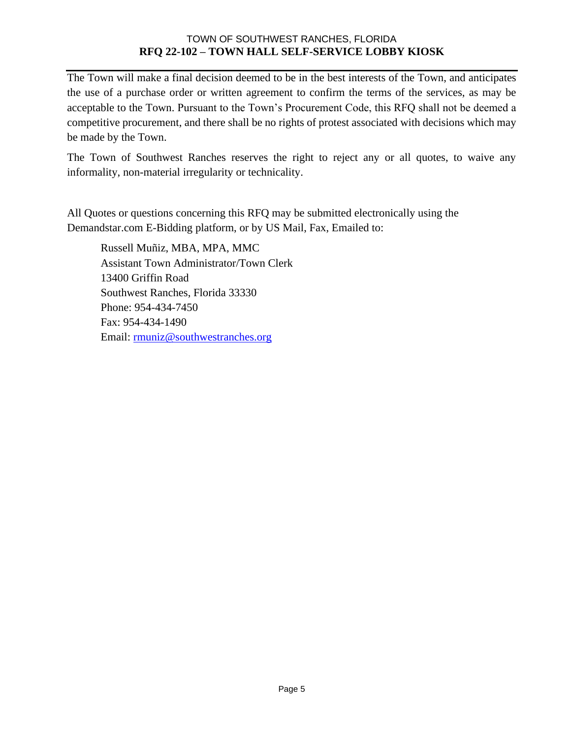The Town will make a final decision deemed to be in the best interests of the Town, and anticipates the use of a purchase order or written agreement to confirm the terms of the services, as may be acceptable to the Town. Pursuant to the Town's Procurement Code, this RFQ shall not be deemed a competitive procurement, and there shall be no rights of protest associated with decisions which may be made by the Town.

The Town of Southwest Ranches reserves the right to reject any or all quotes, to waive any informality, non-material irregularity or technicality.

All Quotes or questions concerning this RFQ may be submitted electronically using the Demandstar.com E-Bidding platform, or by US Mail, Fax, Emailed to:

Russell Muñiz, MBA, MPA, MMC
Assistant Town Administrator/Town Clerk
13400 Griffin Road
Southwest Ranches, Florida 33330
Phone: 954-434-7450
Fax: 954-434-1490
Email: rmuniz@southwestranches.org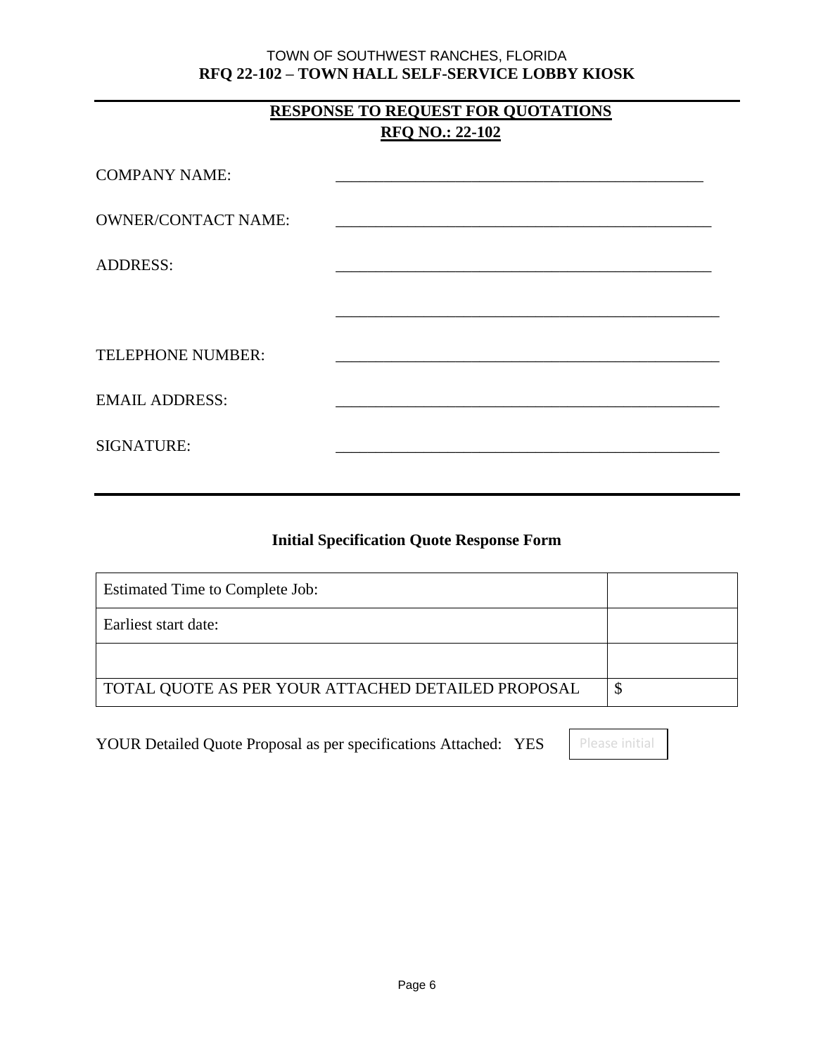## RESPONSE TO REQUEST FOR QUOTATIONS
## RFQ NO.: 22-102

COMPANY NAME: _______________________________________________

OWNER/CONTACT NAME: _______________________________________________

ADDRESS: _______________________________________________

_______________________________________________

TELEPHONE NUMBER: _______________________________________________

EMAIL ADDRESS: _______________________________________________

SIGNATURE: _______________________________________________

### Initial Specification Quote Response Form

| | |
|---|---|
| Estimated Time to Complete Job: | |
| Earliest start date: | |
| | |
| TOTAL QUOTE AS PER YOUR ATTACHED DETAILED PROPOSAL | $ |

YOUR Detailed Quote Proposal as per specifications Attached: YES [Please initial]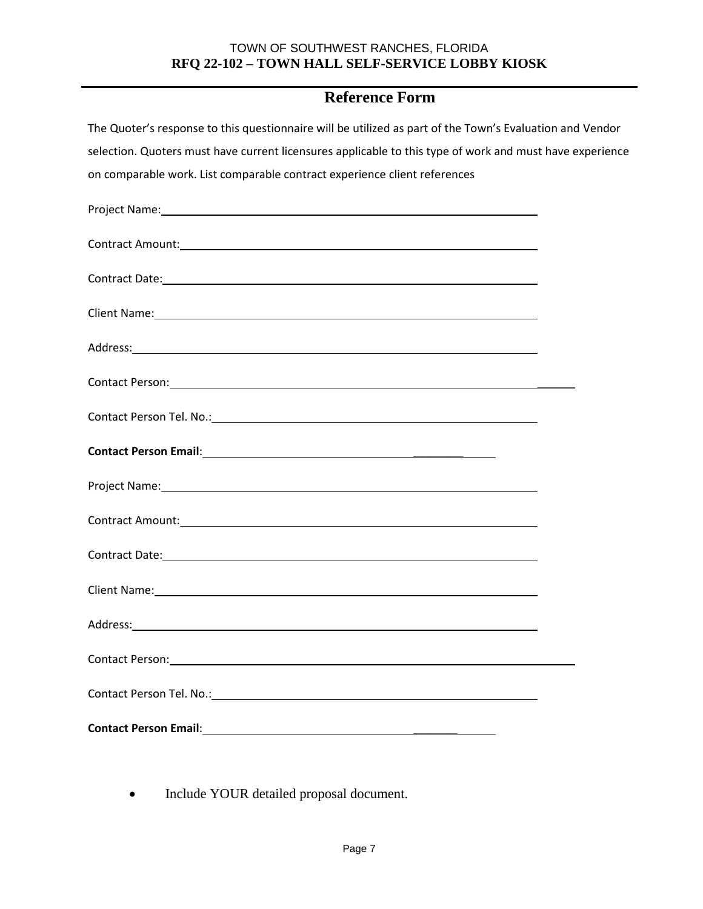TOWN OF SOUTHWEST RANCHES, FLORIDA
**RFQ 22-102 – TOWN HALL SELF-SERVICE LOBBY KIOSK**

## Reference Form

The Quoter's response to this questionnaire will be utilized as part of the Town's Evaluation and Vendor selection. Quoters must have current licensures applicable to this type of work and must have experience on comparable work. List comparable contract experience client references

Project Name: ______________________________________________

Contract Amount: ______________________________________________

Contract Date: ______________________________________________

Client Name: ______________________________________________

Address: ______________________________________________

Contract Person: ______________________________________________

Contact Person Tel. No.: ______________________________________________

**Contact Person Email**: ______________________________________________

Project Name: ______________________________________________

Contract Amount: ______________________________________________

Contract Date: ______________________________________________

Client Name: ______________________________________________

Address: ______________________________________________

Contact Person: ______________________________________________

Contact Person Tel. No.: ______________________________________________

**Contact Person Email**: ______________________________________________

- Include YOUR detailed proposal document.